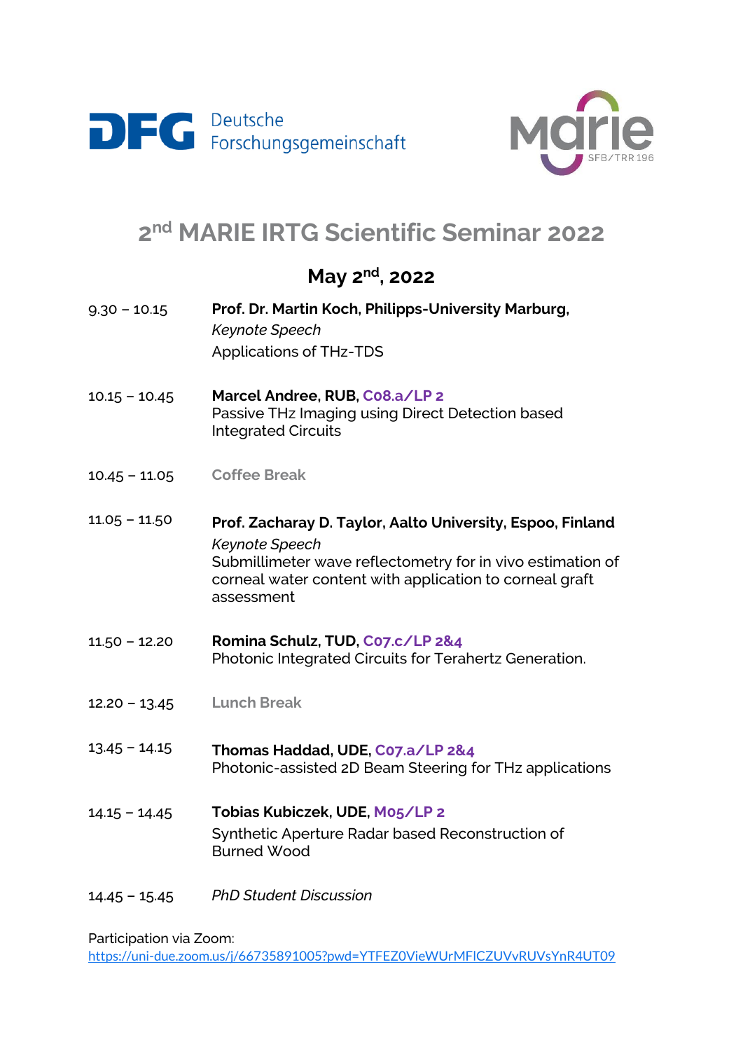DFG Deutsche Forschungsgemeinschaft

marie SFB/TRR 196

# 2nd MARIE IRTG Scientific Seminar 2022

## May 2nd, 2022

| | |
|---|---|
| 9.30 – 10.15 | **Prof. Dr. Martin Koch, Philipps-University Marburg,** *Keynote Speech* Applications of THz-TDS |
| 10.15 – 10.45 | **Marcel Andree, RUB, C08.a/LP 2** Passive THz Imaging using Direct Detection based Integrated Circuits |
| 10.45 – 11.05 | **Coffee Break** |
| 11.05 – 11.50 | **Prof. Zacharay D. Taylor, Aalto University, Espoo, Finland** *Keynote Speech* Submillimeter wave reflectometry for in vivo estimation of corneal water content with application to corneal graft assessment |
| 11.50 – 12.20 | **Romina Schulz, TUD, C07.c/LP 2&4** Photonic Integrated Circuits for Terahertz Generation. |
| 12.20 – 13.45 | **Lunch Break** |
| 13.45 – 14.15 | **Thomas Haddad, UDE, C07.a/LP 2&4** Photonic-assisted 2D Beam Steering for THz applications |
| 14.15 – 14.45 | **Tobias Kubiczek, UDE, M05/LP 2** Synthetic Aperture Radar based Reconstruction of Burned Wood |
| 14.45 – 15.45 | *PhD Student Discussion* |

Participation via Zoom:
https://uni-due.zoom.us/j/66735891005?pwd=YTFEZ0VieWUrMFlCZUVvRUVsYnR4UT09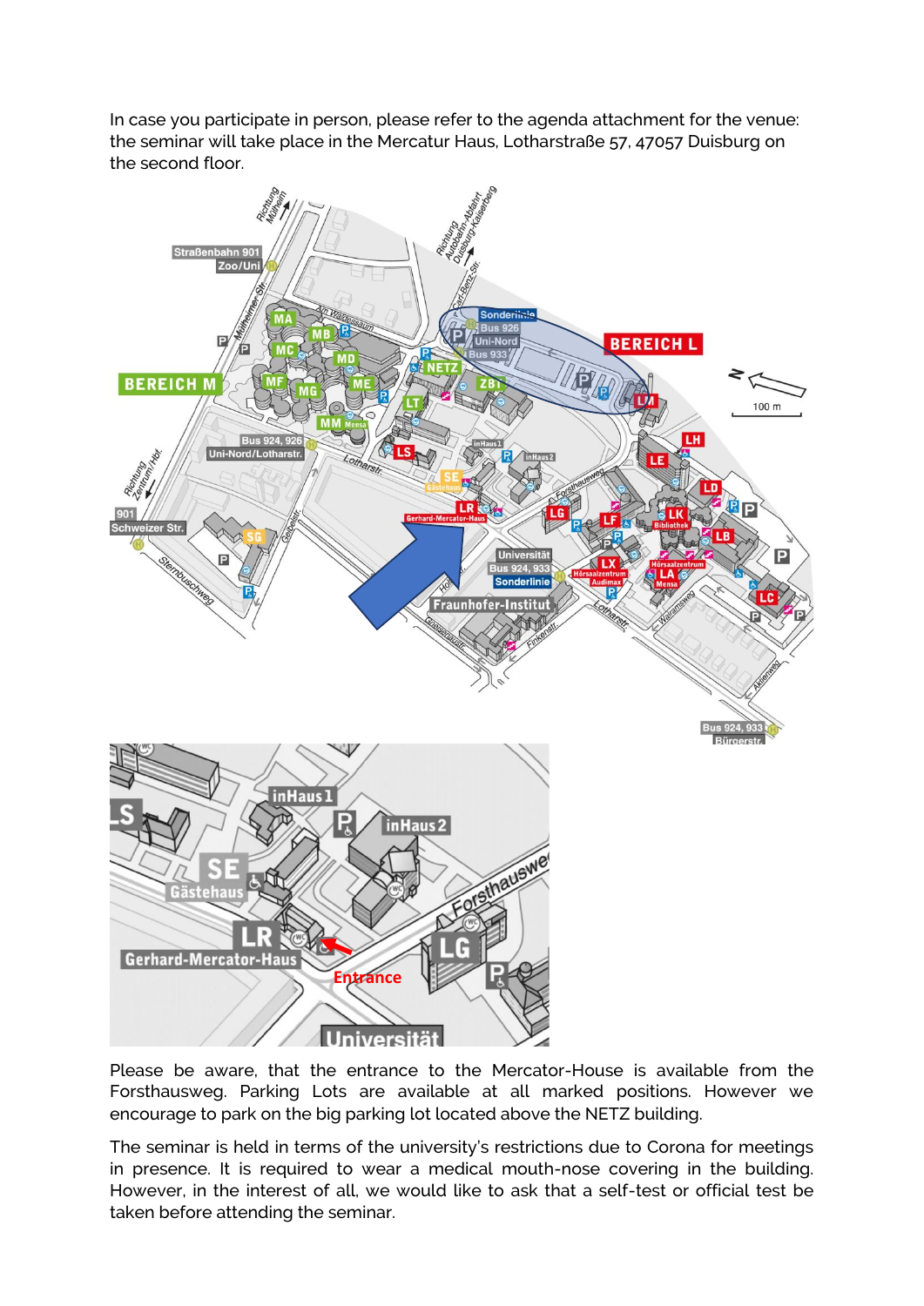In case you participate in person, please refer to the agenda attachment for the venue: the seminar will take place in the Mercatur Haus, Lotharstraße 57, 47057 Duisburg on the second floor.

Please be aware, that the entrance to the Mercator-House is available from the Forsthausweg. Parking Lots are available at all marked positions. However we encourage to park on the big parking lot located above the NETZ building.

The seminar is held in terms of the university's restrictions due to Corona for meetings in presence. It is required to wear a medical mouth-nose covering in the building. However, in the interest of all, we would like to ask that a self-test or official test be taken before attending the seminar.